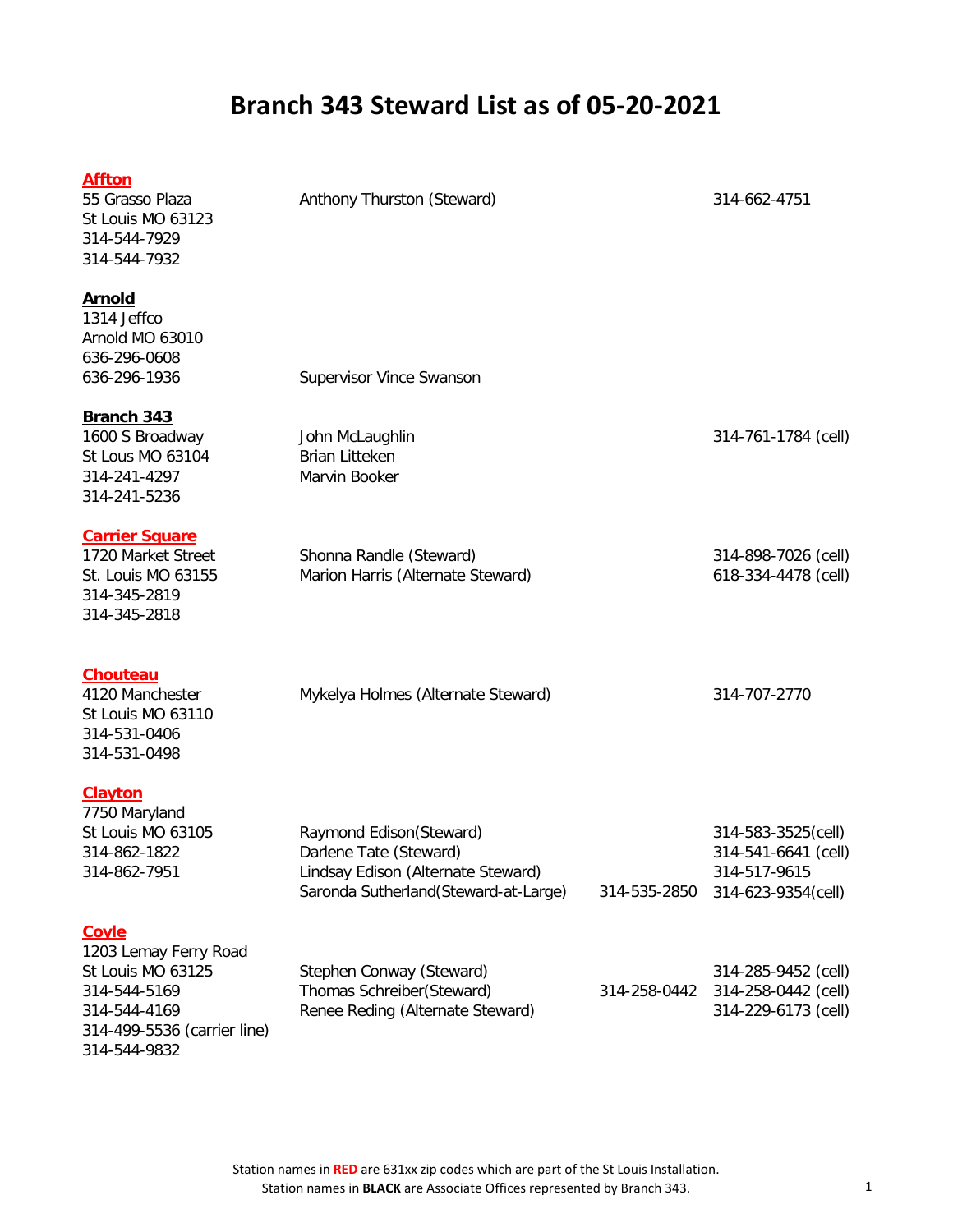# Branch 343 Steward List as of 05-20-2021

| Station | Name | Phone | Cell |
|---|---|---|---|
| **Affton**<br>55 Grasso Plaza<br>St Louis MO 63123<br>314-544-7929<br>314-544-7932 | Anthony Thurston (Steward) | | 314-662-4751 |
| **Arnold**<br>1314 Jeffco<br>Arnold MO 63010<br>636-296-0608<br>636-296-1936 | Supervisor Vince Swanson | | |
| **Branch 343**<br>1600 S Broadway<br>St Lous MO 63104<br>314-241-4297<br>314-241-5236 | John McLaughlin<br>Brian Litteken<br>Marvin Booker | | 314-761-1784 (cell) |
| **Carrier Square**<br>1720 Market Street<br>St. Louis MO 63155<br>314-345-2819<br>314-345-2818 | Shonna Randle (Steward)<br>Marion Harris (Alternate Steward) | | 314-898-7026 (cell)<br>618-334-4478 (cell) |
| **Chouteau**<br>4120 Manchester<br>St Louis MO 63110<br>314-531-0406<br>314-531-0498 | Mykelya Holmes (Alternate Steward) | | 314-707-2770 |
| **Clayton**<br>7750 Maryland<br>St Louis MO 63105<br>314-862-1822<br>314-862-7951 | Raymond Edison(Steward)<br>Darlene Tate (Steward)<br>Lindsay Edison (Alternate Steward)<br>Saronda Sutherland(Steward-at-Large) | <br><br><br>314-535-2850 | 314-583-3525(cell)<br>314-541-6641 (cell)<br>314-517-9615<br>314-623-9354(cell) |
| **Coyle**<br>1203 Lemay Ferry Road<br>St Louis MO 63125<br>314-544-5169<br>314-544-4169<br>314-499-5536 (carrier line)<br>314-544-9832 | Stephen Conway (Steward)<br>Thomas Schreiber(Steward)<br>Renee Reding (Alternate Steward) | <br>314-258-0442<br> | 314-285-9452 (cell)<br>314-258-0442 (cell)<br>314-229-6173 (cell) |

Station names in **RED** are 631xx zip codes which are part of the St Louis Installation.
Station names in **BLACK** are Associate Offices represented by Branch 343.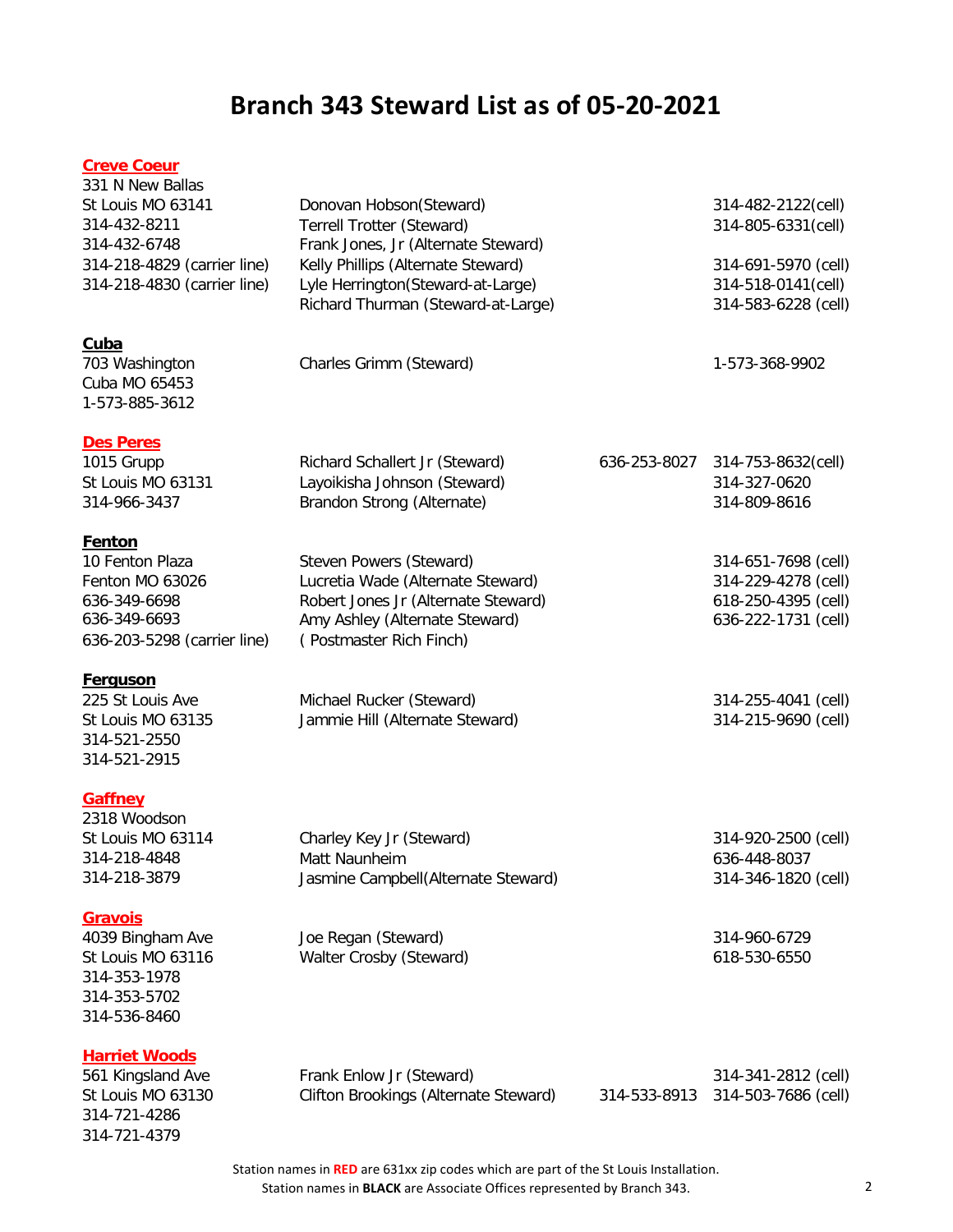# Branch 343 Steward List as of 05-20-2021

### Creve Coeur

| | | | |
|---|---|---|---|
| 331 N New Ballas | | | |
| St Louis MO 63141 | Donovan Hobson(Steward) | | 314-482-2122(cell) |
| 314-432-8211 | Terrell Trotter (Steward) | | 314-805-6331(cell) |
| 314-432-6748 | Frank Jones, Jr (Alternate Steward) | | |
| 314-218-4829 (carrier line) | Kelly Phillips (Alternate Steward) | | 314-691-5970 (cell) |
| 314-218-4830 (carrier line) | Lyle Herrington(Steward-at-Large) | | 314-518-0141(cell) |
| | Richard Thurman (Steward-at-Large) | | 314-583-6228 (cell) |

### Cuba

| | | | |
|---|---|---|---|
| 703 Washington | Charles Grimm (Steward) | | 1-573-368-9902 |
| Cuba MO 65453 | | | |
| 1-573-885-3612 | | | |

### Des Peres

| | | | |
|---|---|---|---|
| 1015 Grupp | Richard Schallert Jr (Steward) | 636-253-8027 | 314-753-8632(cell) |
| St Louis MO 63131 | Layoikisha Johnson (Steward) | | 314-327-0620 |
| 314-966-3437 | Brandon Strong (Alternate) | | 314-809-8616 |

### Fenton

| | | | |
|---|---|---|---|
| 10 Fenton Plaza | Steven Powers (Steward) | | 314-651-7698 (cell) |
| Fenton MO 63026 | Lucretia Wade (Alternate Steward) | | 314-229-4278 (cell) |
| 636-349-6698 | Robert Jones Jr (Alternate Steward) | | 618-250-4395 (cell) |
| 636-349-6693 | Amy Ashley (Alternate Steward) | | 636-222-1731 (cell) |
| 636-203-5298 (carrier line) | ( Postmaster Rich Finch) | | |

### Ferguson

| | | | |
|---|---|---|---|
| 225 St Louis Ave | Michael Rucker (Steward) | | 314-255-4041 (cell) |
| St Louis MO 63135 | Jammie Hill (Alternate Steward) | | 314-215-9690 (cell) |
| 314-521-2550 | | | |
| 314-521-2915 | | | |

### Gaffney

| | | | |
|---|---|---|---|
| 2318 Woodson | | | |
| St Louis MO 63114 | Charley Key Jr (Steward) | | 314-920-2500 (cell) |
| 314-218-4848 | Matt Naunheim | | 636-448-8037 |
| 314-218-3879 | Jasmine Campbell(Alternate Steward) | | 314-346-1820 (cell) |

### Gravois

| | | | |
|---|---|---|---|
| 4039 Bingham Ave | Joe Regan (Steward) | | 314-960-6729 |
| St Louis MO 63116 | Walter Crosby (Steward) | | 618-530-6550 |
| 314-353-1978 | | | |
| 314-353-5702 | | | |
| 314-536-8460 | | | |

### Harriet Woods

| | | | |
|---|---|---|---|
| 561 Kingsland Ave | Frank Enlow Jr (Steward) | | 314-341-2812 (cell) |
| St Louis MO 63130 | Clifton Brookings (Alternate Steward) | 314-533-8913 | 314-503-7686 (cell) |
| 314-721-4286 | | | |
| 314-721-4379 | | | |

Station names in **RED** are 631xx zip codes which are part of the St Louis Installation.
Station names in **BLACK** are Associate Offices represented by Branch 343.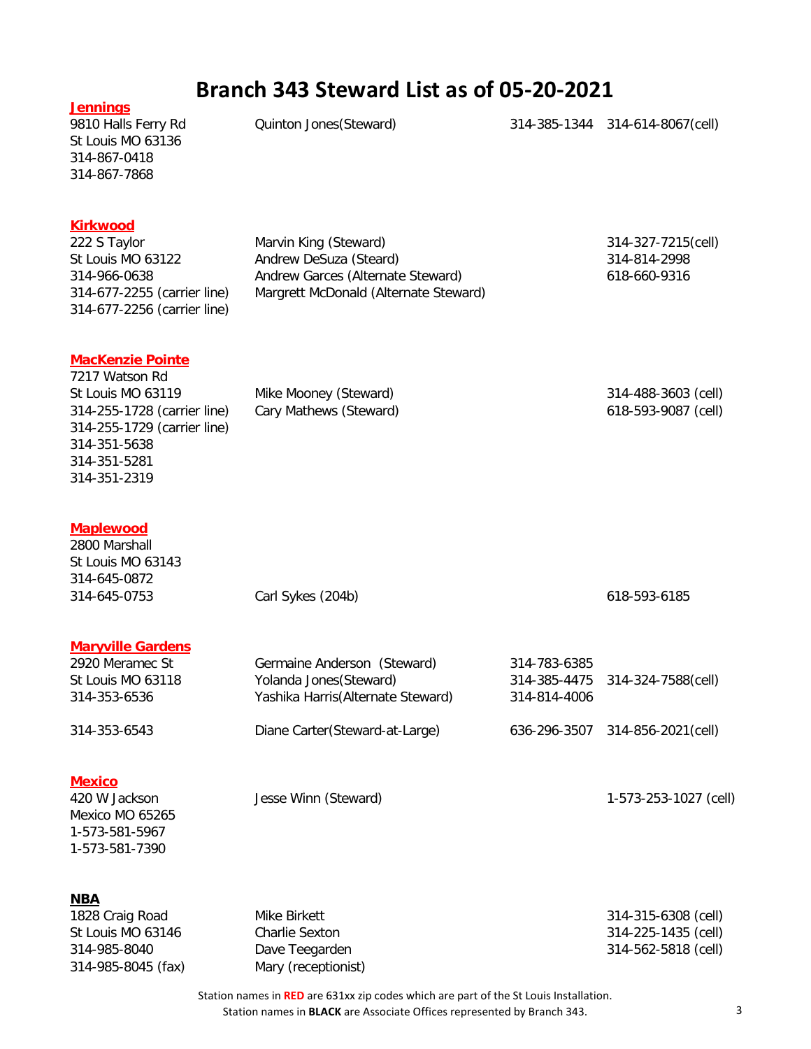# Branch 343 Steward List as of 05-20-2021

### Jennings

| Address | Name | Phone | Cell |
|---|---|---|---|
| 9810 Halls Ferry Rd | Quinton Jones(Steward) | 314-385-1344 | 314-614-8067(cell) |
| St Louis MO 63136 | | | |
| 314-867-0418 | | | |
| 314-867-7868 | | | |

### Kirkwood

| Address | Name | Phone | Cell |
|---|---|---|---|
| 222 S Taylor | Marvin King (Steward) | | 314-327-7215(cell) |
| St Louis MO 63122 | Andrew DeSuza (Steard) | | 314-814-2998 |
| 314-966-0638 | Andrew Garces (Alternate Steward) | | 618-660-9316 |
| 314-677-2255 (carrier line) | Margrett McDonald (Alternate Steward) | | |
| 314-677-2256 (carrier line) | | | |

### MacKenzie Pointe

| Address | Name | Phone | Cell |
|---|---|---|---|
| 7217 Watson Rd | | | |
| St Louis MO 63119 | Mike Mooney (Steward) | | 314-488-3603 (cell) |
| 314-255-1728 (carrier line) | Cary Mathews (Steward) | | 618-593-9087 (cell) |
| 314-255-1729 (carrier line) | | | |
| 314-351-5638 | | | |
| 314-351-5281 | | | |
| 314-351-2319 | | | |

### Maplewood

| Address | Name | Phone | Cell |
|---|---|---|---|
| 2800 Marshall | | | |
| St Louis MO 63143 | | | |
| 314-645-0872 | | | |
| 314-645-0753 | Carl Sykes (204b) | | 618-593-6185 |

### Maryville Gardens

| Address | Name | Phone | Cell |
|---|---|---|---|
| 2920 Meramec St | Germaine Anderson (Steward) | 314-783-6385 | |
| St Louis MO 63118 | Yolanda Jones(Steward) | 314-385-4475 | 314-324-7588(cell) |
| 314-353-6536 | Yashika Harris(Alternate Steward) | 314-814-4006 | |
| 314-353-6543 | Diane Carter(Steward-at-Large) | 636-296-3507 | 314-856-2021(cell) |

### Mexico

| Address | Name | Phone | Cell |
|---|---|---|---|
| 420 W Jackson | Jesse Winn (Steward) | | 1-573-253-1027 (cell) |
| Mexico MO 65265 | | | |
| 1-573-581-5967 | | | |
| 1-573-581-7390 | | | |

### NBA

| Address | Name | Phone | Cell |
|---|---|---|---|
| 1828 Craig Road | Mike Birkett | | 314-315-6308 (cell) |
| St Louis MO 63146 | Charlie Sexton | | 314-225-1435 (cell) |
| 314-985-8040 | Dave Teegarden | | 314-562-5818 (cell) |
| 314-985-8045 (fax) | Mary (receptionist) | | |

Station names in **RED** are 631xx zip codes which are part of the St Louis Installation.
Station names in **BLACK** are Associate Offices represented by Branch 343.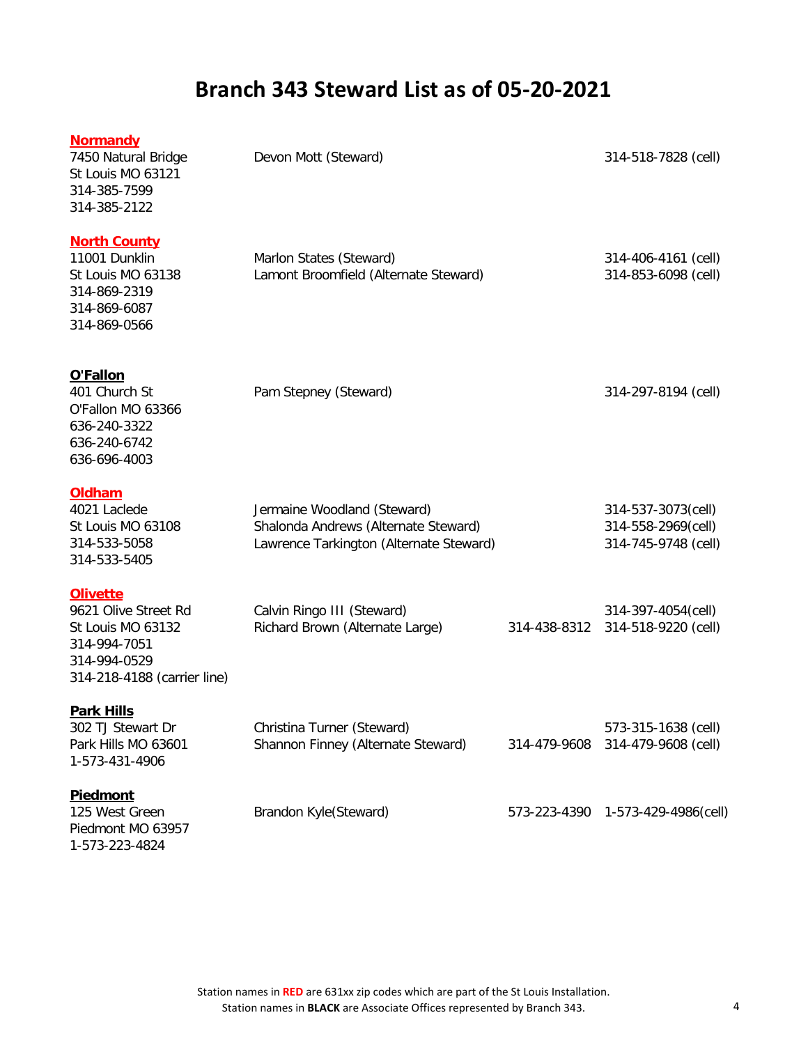# Branch 343 Steward List as of 05-20-2021

| Station | Steward | Phone | Cell |
|---|---|---|---|
| **Normandy**<br>7450 Natural Bridge<br>St Louis MO 63121<br>314-385-7599<br>314-385-2122 | Devon Mott (Steward) | | 314-518-7828 (cell) |
| **North County**<br>11001 Dunklin<br>St Louis MO 63138<br>314-869-2319<br>314-869-6087<br>314-869-0566 | Marlon States (Steward)<br>Lamont Broomfield (Alternate Steward) | | 314-406-4161 (cell)<br>314-853-6098 (cell) |
| **O'Fallon**<br>401 Church St<br>O'Fallon MO 63366<br>636-240-3322<br>636-240-6742<br>636-696-4003 | Pam Stepney (Steward) | | 314-297-8194 (cell) |
| **Oldham**<br>4021 Laclede<br>St Louis MO 63108<br>314-533-5058<br>314-533-5405 | Jermaine Woodland (Steward)<br>Shalonda Andrews (Alternate Steward)<br>Lawrence Tarkington (Alternate Steward) | | 314-537-3073(cell)<br>314-558-2969(cell)<br>314-745-9748 (cell) |
| **Olivette**<br>9621 Olive Street Rd<br>St Louis MO 63132<br>314-994-7051<br>314-994-0529<br>314-218-4188 (carrier line) | Calvin Ringo III (Steward)<br>Richard Brown (Alternate Large) | <br>314-438-8312 | 314-397-4054(cell)<br>314-518-9220 (cell) |
| **Park Hills**<br>302 TJ Stewart Dr<br>Park Hills MO 63601<br>1-573-431-4906 | Christina Turner (Steward)<br>Shannon Finney (Alternate Steward) | <br>314-479-9608 | 573-315-1638 (cell)<br>314-479-9608 (cell) |
| **Piedmont**<br>125 West Green<br>Piedmont MO 63957<br>1-573-223-4824 | Brandon Kyle(Steward) | 573-223-4390 | 1-573-429-4986(cell) |

Station names in **RED** are 631xx zip codes which are part of the St Louis Installation.
Station names in **BLACK** are Associate Offices represented by Branch 343.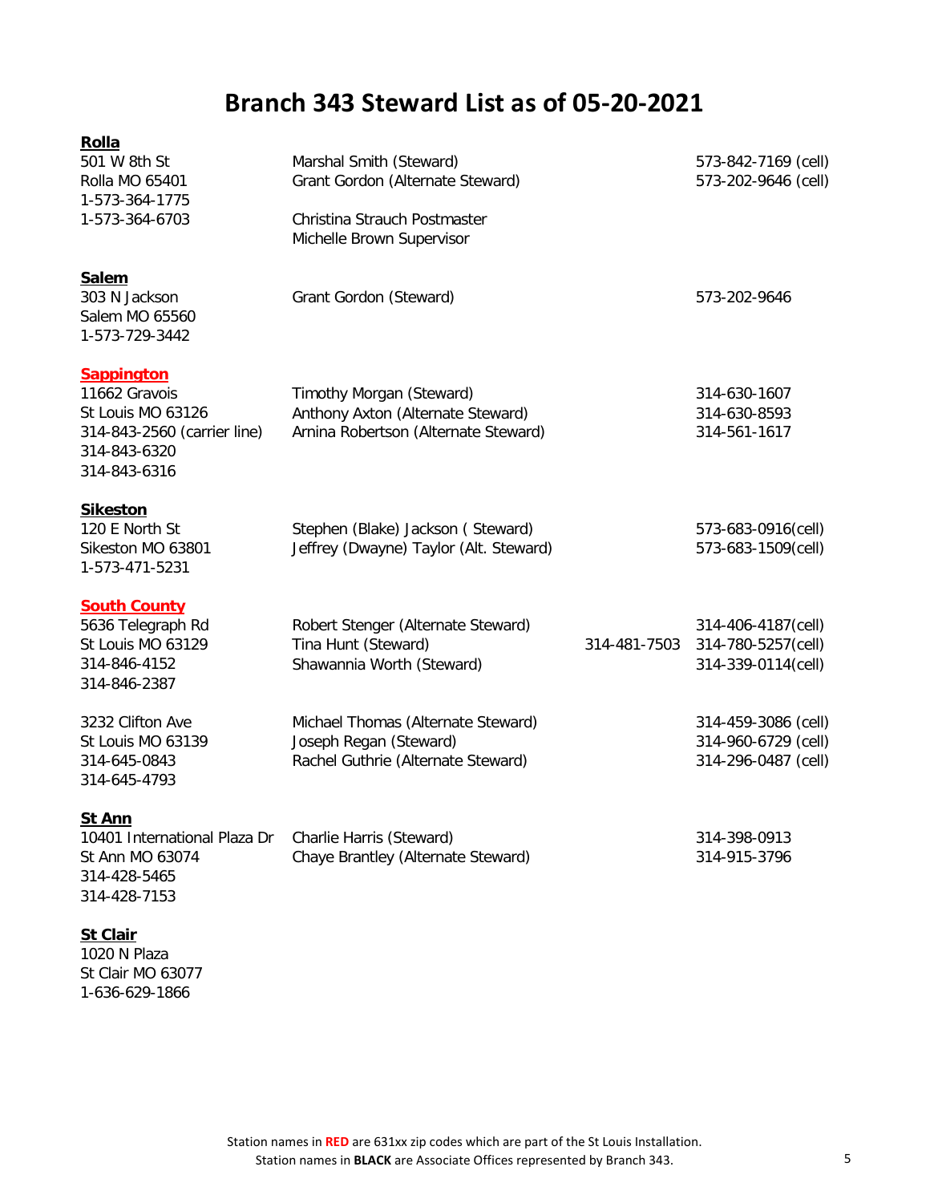# Branch 343 Steward List as of 05-20-2021

**Rolla**

| | | | |
|---|---|---|---|
| 501 W 8th St | Marshal Smith (Steward) | | 573-842-7169 (cell) |
| Rolla MO 65401 | Grant Gordon (Alternate Steward) | | 573-202-9646 (cell) |
| 1-573-364-1775 | | | |
| 1-573-364-6703 | Christina Strauch Postmaster | | |
| | Michelle Brown Supervisor | | |

**Salem**

| | | | |
|---|---|---|---|
| 303 N Jackson | Grant Gordon (Steward) | | 573-202-9646 |
| Salem MO 65560 | | | |
| 1-573-729-3442 | | | |

**Sappington**

| | | | |
|---|---|---|---|
| 11662 Gravois | Timothy Morgan (Steward) | | 314-630-1607 |
| St Louis MO 63126 | Anthony Axton (Alternate Steward) | | 314-630-8593 |
| 314-843-2560 (carrier line) | Arnina Robertson (Alternate Steward) | | 314-561-1617 |
| 314-843-6320 | | | |
| 314-843-6316 | | | |

**Sikeston**

| | | | |
|---|---|---|---|
| 120 E North St | Stephen (Blake) Jackson ( Steward) | | 573-683-0916(cell) |
| Sikeston MO 63801 | Jeffrey (Dwayne) Taylor (Alt. Steward) | | 573-683-1509(cell) |
| 1-573-471-5231 | | | |

**South County**

| | | | |
|---|---|---|---|
| 5636 Telegraph Rd | Robert Stenger (Alternate Steward) | | 314-406-4187(cell) |
| St Louis MO 63129 | Tina Hunt (Steward) | 314-481-7503 | 314-780-5257(cell) |
| 314-846-4152 | Shawannia Worth (Steward) | | 314-339-0114(cell) |
| 314-846-2387 | | | |
| | | | |
| 3232 Clifton Ave | Michael Thomas (Alternate Steward) | | 314-459-3086 (cell) |
| St Louis MO 63139 | Joseph Regan (Steward) | | 314-960-6729 (cell) |
| 314-645-0843 | Rachel Guthrie (Alternate Steward) | | 314-296-0487 (cell) |
| 314-645-4793 | | | |

**St Ann**

| | | | |
|---|---|---|---|
| 10401 International Plaza Dr | Charlie Harris (Steward) | | 314-398-0913 |
| St Ann MO 63074 | Chaye Brantley (Alternate Steward) | | 314-915-3796 |
| 314-428-5465 | | | |
| 314-428-7153 | | | |

**St Clair**

1020 N Plaza
St Clair MO 63077
1-636-629-1866

Station names in **RED** are 631xx zip codes which are part of the St Louis Installation.
Station names in **BLACK** are Associate Offices represented by Branch 343.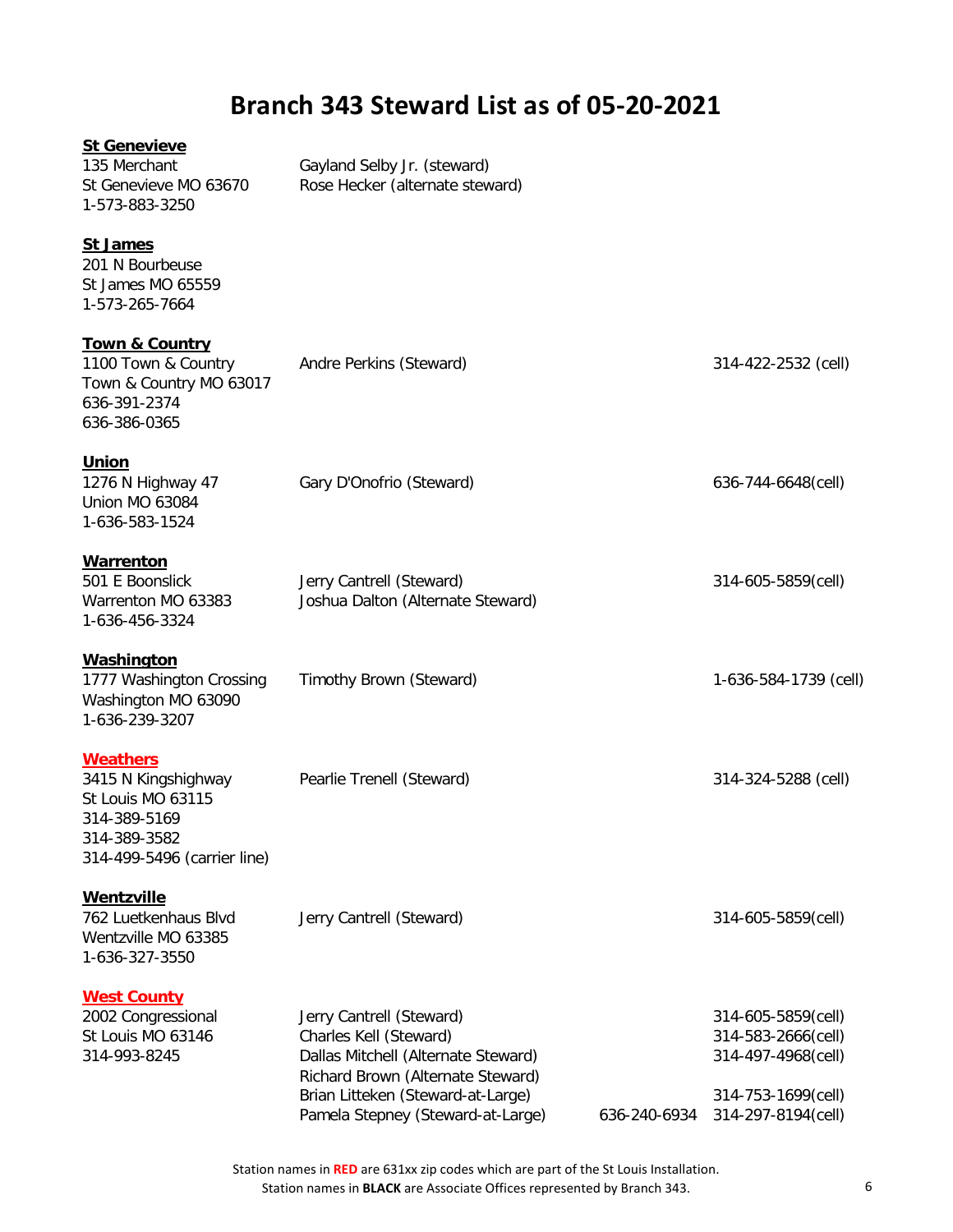# Branch 343 Steward List as of 05-20-2021

**St Genevieve**
135 Merchant
St Genevieve MO 63670
1-573-883-3250

Gayland Selby Jr. (steward)
Rose Hecker (alternate steward)

**St James**
201 N Bourbeuse
St James MO 65559
1-573-265-7664

**Town & Country**
1100 Town & Country
Town & Country MO 63017
636-391-2374
636-386-0365

Andre Perkins (Steward) — 314-422-2532 (cell)

**Union**
1276 N Highway 47
Union MO 63084
1-636-583-1524

Gary D'Onofrio (Steward) — 636-744-6648(cell)

**Warrenton**
501 E Boonslick
Warrenton MO 63383
1-636-456-3324

Jerry Cantrell (Steward) — 314-605-5859(cell)
Joshua Dalton (Alternate Steward)

**Washington**
1777 Washington Crossing
Washington MO 63090
1-636-239-3207

Timothy Brown (Steward) — 1-636-584-1739 (cell)

**Weathers**
3415 N Kingshighway
St Louis MO 63115
314-389-5169
314-389-3582
314-499-5496 (carrier line)

Pearlie Trenell (Steward) — 314-324-5288 (cell)

**Wentzville**
762 Luetkenhaus Blvd
Wentzville MO 63385
1-636-327-3550

Jerry Cantrell (Steward) — 314-605-5859(cell)

**West County**
2002 Congressional
St Louis MO 63146
314-993-8245

Jerry Cantrell (Steward) — 314-605-5859(cell)
Charles Kell (Steward) — 314-583-2666(cell)
Dallas Mitchell (Alternate Steward) — 314-497-4968(cell)
Richard Brown (Alternate Steward)
Brian Litteken (Steward-at-Large) — 314-753-1699(cell)
Pamela Stepney (Steward-at-Large) — 636-240-6934 — 314-297-8194(cell)

Station names in **RED** are 631xx zip codes which are part of the St Louis Installation.
Station names in **BLACK** are Associate Offices represented by Branch 343.